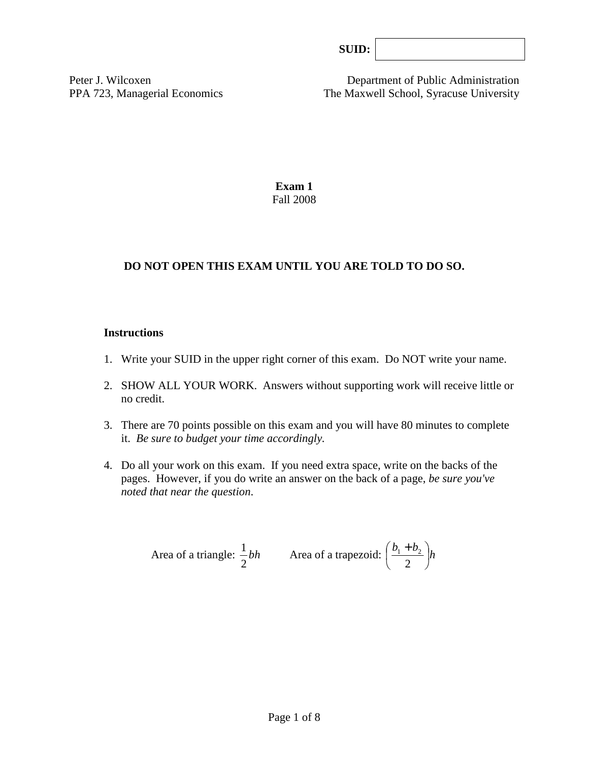SUID:

Peter J. Wilcoxen
PPA 723, Managerial Economics

Department of Public Administration
The Maxwell School, Syracuse University

**Exam 1**
Fall 2008

**DO NOT OPEN THIS EXAM UNTIL YOU ARE TOLD TO DO SO.**

**Instructions**

1. Write your SUID in the upper right corner of this exam. Do NOT write your name.
2. SHOW ALL YOUR WORK. Answers without supporting work will receive little or no credit.
3. There are 70 points possible on this exam and you will have 80 minutes to complete it. *Be sure to budget your time accordingly.*
4. Do all your work on this exam. If you need extra space, write on the backs of the pages. However, if you do write an answer on the back of a page, *be sure you've noted that near the question*.

Area of a triangle: $\frac{1}{2}bh$ Area of a trapezoid: $\left(\frac{b_1 + b_2}{2}\right)h$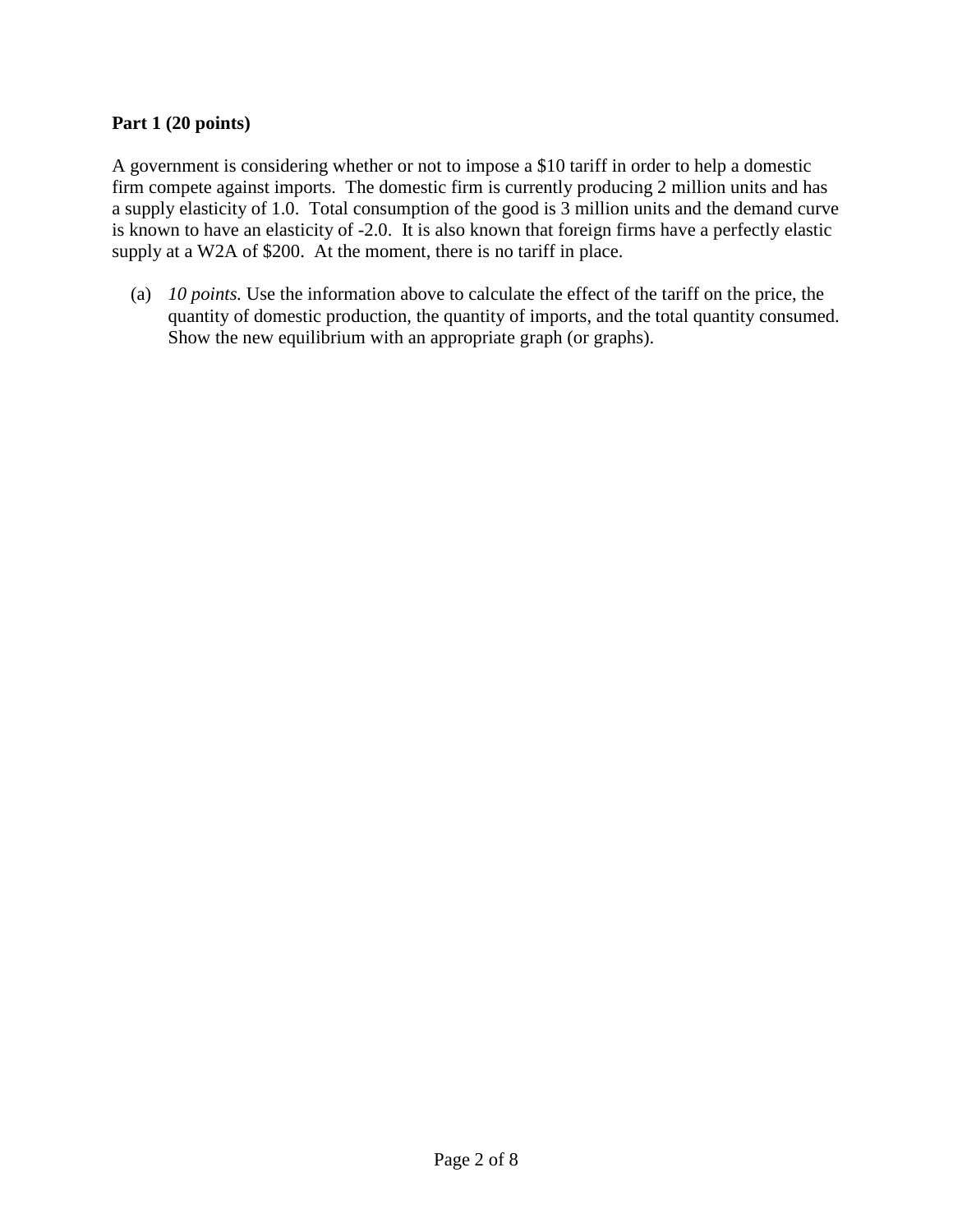**Part 1 (20 points)**

A government is considering whether or not to impose a $10 tariff in order to help a domestic firm compete against imports. The domestic firm is currently producing 2 million units and has a supply elasticity of 1.0. Total consumption of the good is 3 million units and the demand curve is known to have an elasticity of -2.0. It is also known that foreign firms have a perfectly elastic supply at a W2A of $200. At the moment, there is no tariff in place.

(a) *10 points.* Use the information above to calculate the effect of the tariff on the price, the quantity of domestic production, the quantity of imports, and the total quantity consumed. Show the new equilibrium with an appropriate graph (or graphs).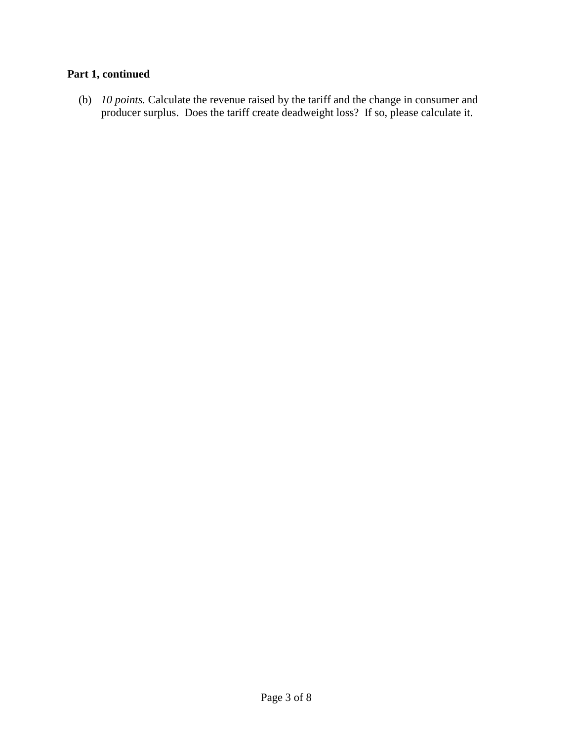**Part 1, continued**

(b) *10 points.* Calculate the revenue raised by the tariff and the change in consumer and producer surplus. Does the tariff create deadweight loss? If so, please calculate it.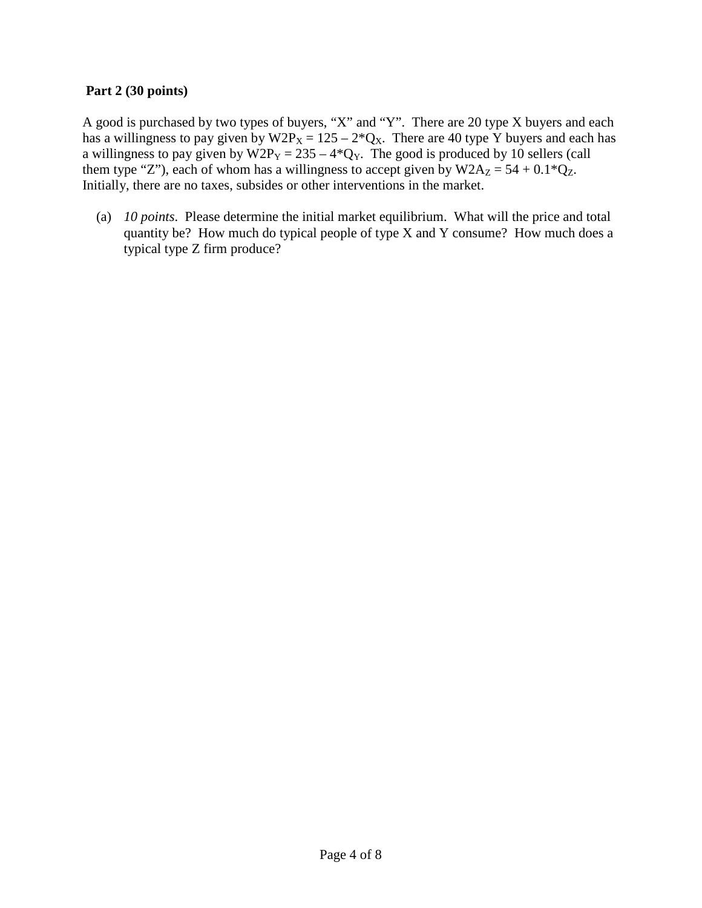**Part 2 (30 points)**

A good is purchased by two types of buyers, "X" and "Y". There are 20 type X buyers and each has a willingness to pay given by $W2P_X = 125 - 2*Q_X$. There are 40 type Y buyers and each has a willingness to pay given by $W2P_Y = 235 - 4*Q_Y$. The good is produced by 10 sellers (call them type "Z"), each of whom has a willingness to accept given by $W2A_Z = 54 + 0.1*Q_Z$. Initially, there are no taxes, subsides or other interventions in the market.

(a) *10 points*. Please determine the initial market equilibrium. What will the price and total quantity be? How much do typical people of type X and Y consume? How much does a typical type Z firm produce?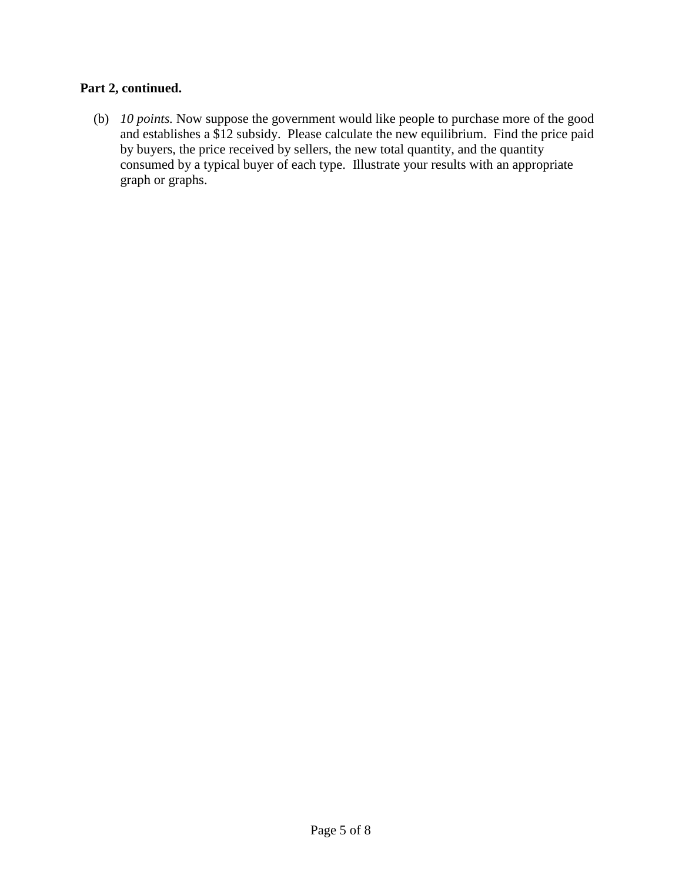**Part 2, continued.**

(b) *10 points.* Now suppose the government would like people to purchase more of the good and establishes a $12 subsidy. Please calculate the new equilibrium. Find the price paid by buyers, the price received by sellers, the new total quantity, and the quantity consumed by a typical buyer of each type. Illustrate your results with an appropriate graph or graphs.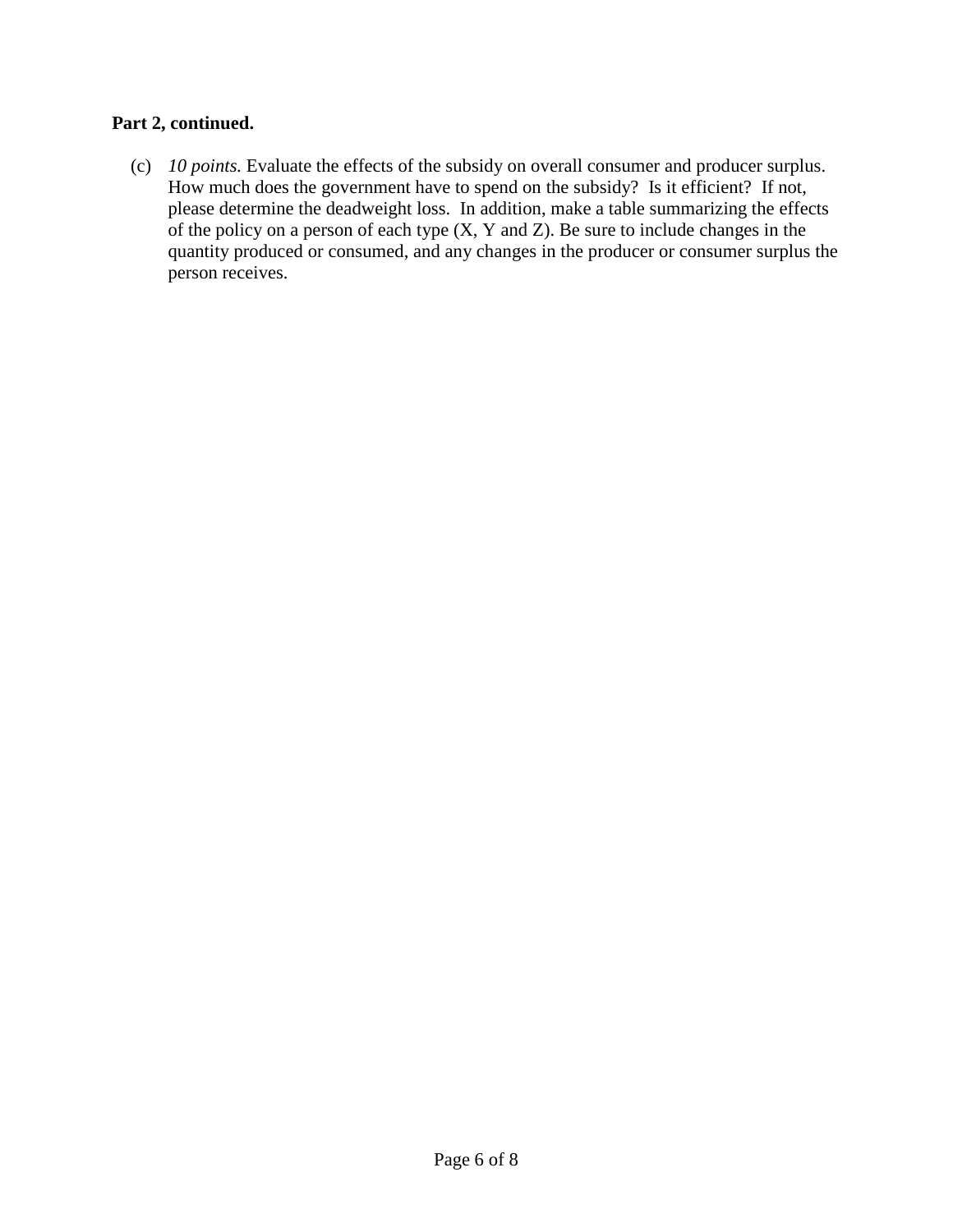**Part 2, continued.**

(c) *10 points.* Evaluate the effects of the subsidy on overall consumer and producer surplus. How much does the government have to spend on the subsidy? Is it efficient? If not, please determine the deadweight loss. In addition, make a table summarizing the effects of the policy on a person of each type (X, Y and Z). Be sure to include changes in the quantity produced or consumed, and any changes in the producer or consumer surplus the person receives.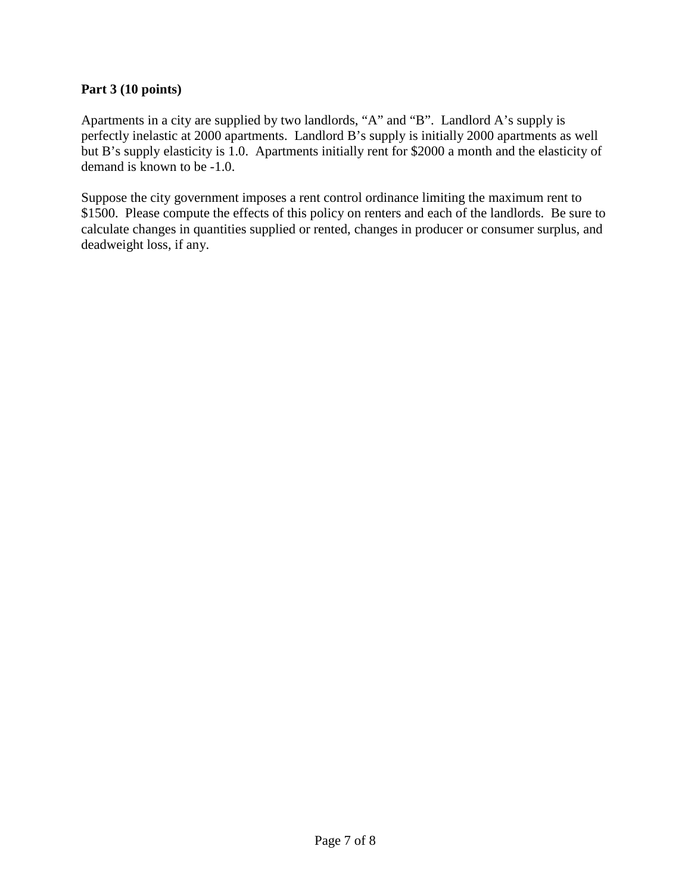**Part 3 (10 points)**

Apartments in a city are supplied by two landlords, "A" and "B". Landlord A's supply is perfectly inelastic at 2000 apartments. Landlord B's supply is initially 2000 apartments as well but B's supply elasticity is 1.0. Apartments initially rent for $2000 a month and the elasticity of demand is known to be -1.0.

Suppose the city government imposes a rent control ordinance limiting the maximum rent to $1500. Please compute the effects of this policy on renters and each of the landlords. Be sure to calculate changes in quantities supplied or rented, changes in producer or consumer surplus, and deadweight loss, if any.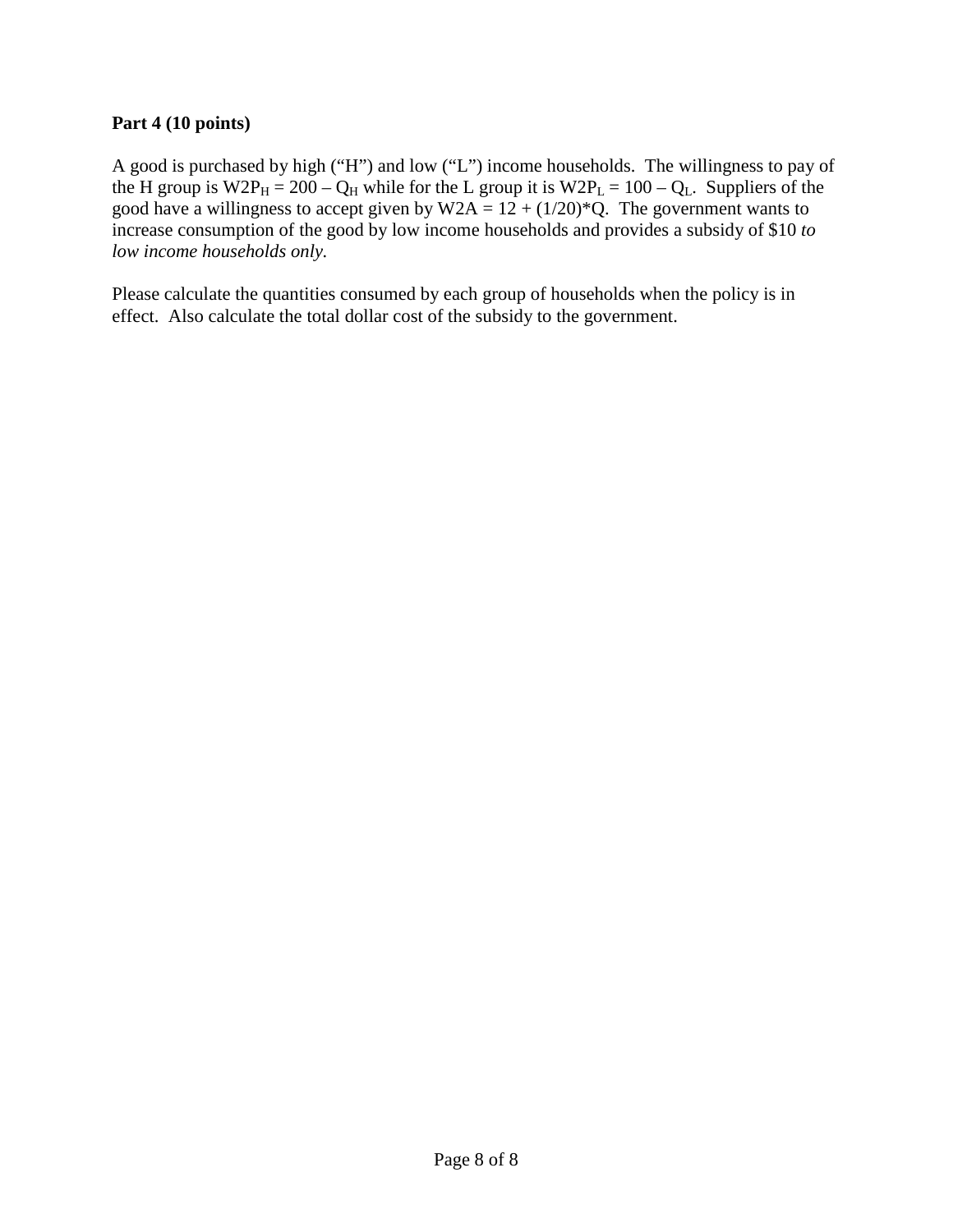**Part 4 (10 points)**

A good is purchased by high ("H") and low ("L") income households. The willingness to pay of the H group is $W2P_H = 200 - Q_H$ while for the L group it is $W2P_L = 100 - Q_L$. Suppliers of the good have a willingness to accept given by $W2A = 12 + (1/20)*Q$. The government wants to increase consumption of the good by low income households and provides a subsidy of $10 *to low income households only.*

Please calculate the quantities consumed by each group of households when the policy is in effect. Also calculate the total dollar cost of the subsidy to the government.